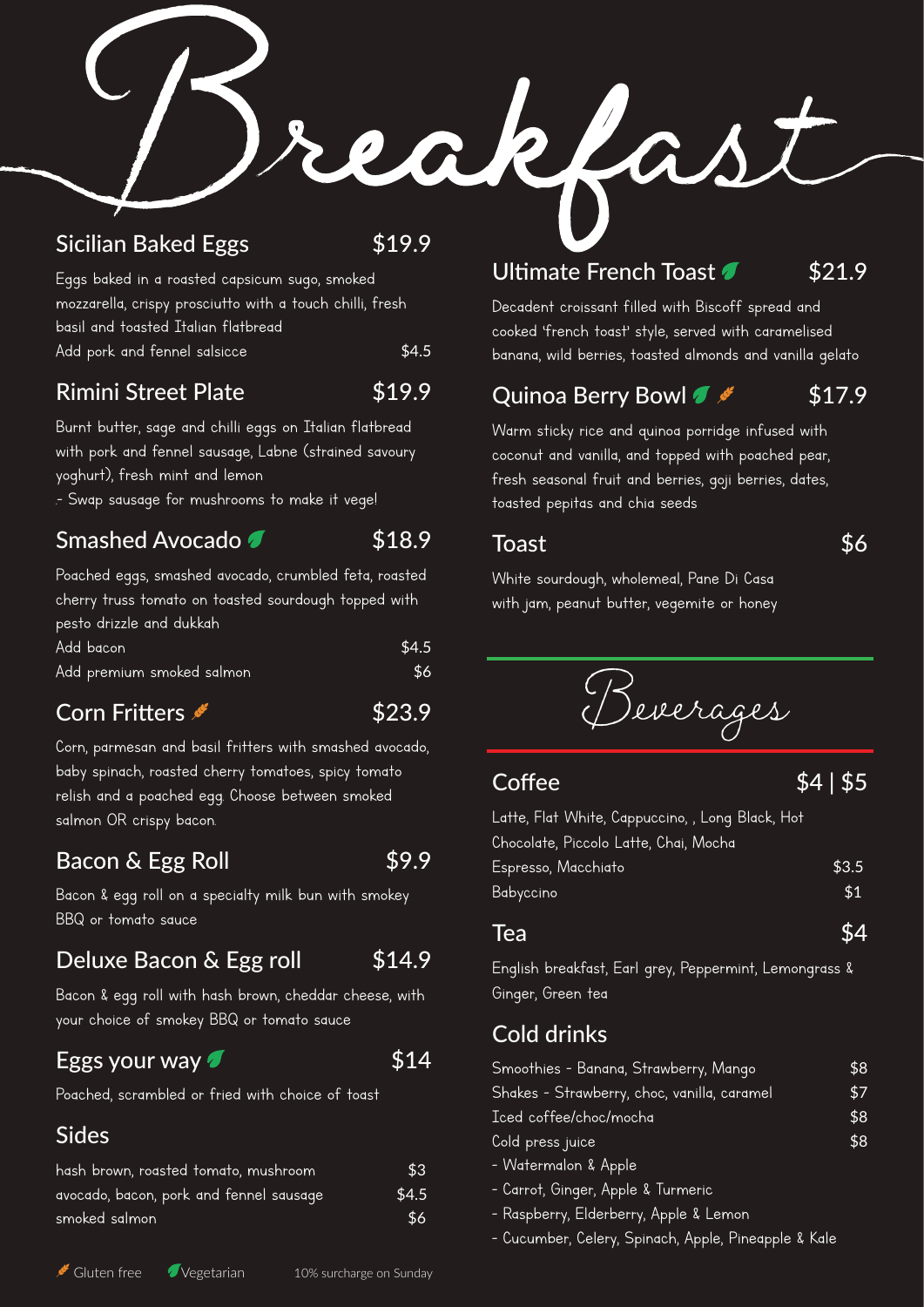# Breakfast

## Sicilian Baked Eggs — $19.9

Eggs baked in a roasted capsicum sugo, smoked mozzarella, crispy prosciutto with a touch chilli, fresh basil and toasted Italian flatbread

Add pork and fennel salsicce — $4.5

## Rimini Street Plate — $19.9

Burnt butter, sage and chilli eggs on Italian flatbread with pork and fennel sausage, Labne (strained savoury yoghurt), fresh mint and lemon

.- Swap sausage for mushrooms to make it vege!

## Smashed Avocado (Vegetarian) — $18.9

Poached eggs, smashed avocado, crumbled feta, roasted cherry truss tomato on toasted sourdough topped with pesto drizzle and dukkah

Add bacon — $4.5

Add premium smoked salmon — $6

## Corn Fritters (Gluten free) — $23.9

Corn, parmesan and basil fritters with smashed avocado, baby spinach, roasted cherry tomatoes, spicy tomato relish and a poached egg. Choose between smoked salmon OR crispy bacon.

## Bacon & Egg Roll — $9.9

Bacon & egg roll on a specialty milk bun with smokey BBQ or tomato sauce

## Deluxe Bacon & Egg roll — $14.9

Bacon & egg roll with hash brown, cheddar cheese, with your choice of smokey BBQ or tomato sauce

## Eggs your way (Vegetarian) — $14

Poached, scrambled or fried with choice of toast

## Sides

| | |
|---|---|
| hash brown, roasted tomato, mushroom | $3 |
| avocado, bacon, pork and fennel sausage | $4.5 |
| smoked salmon | $6 |

## Ultimate French Toast (Vegetarian) — $21.9

Decadent croissant filled with Biscoff spread and cooked 'french toast' style, served with caramelised banana, wild berries, toasted almonds and vanilla gelato

## Quinoa Berry Bowl (Vegetarian) (Gluten free) — $17.9

Warm sticky rice and quinoa porridge infused with coconut and vanilla, and topped with poached pear, fresh seasonal fruit and berries, goji berries, dates, toasted pepitas and chia seeds

## Toast — $6

White sourdough, wholemeal, Pane Di Casa with jam, peanut butter, vegemite or honey

# Beverages

## Coffee — $4 | $5

Latte, Flat White, Cappuccino, , Long Black, Hot Chocolate, Piccolo Latte, Chai, Mocha

| | |
|---|---|
| Espresso, Macchiato | $3.5 |
| Babyccino | $1 |

## Tea — $4

English breakfast, Earl grey, Peppermint, Lemongrass & Ginger, Green tea

## Cold drinks

| | |
|---|---|
| Smoothies - Banana, Strawberry, Mango | $8 |
| Shakes - Strawberry, choc, vanilla, caramel | $7 |
| Iced coffee/choc/mocha | $8 |
| Cold press juice | $8 |

- Watermalon & Apple
- Carrot, Ginger, Apple & Turmeric
- Raspberry, Elderberry, Apple & Lemon
- Cucumber, Celery, Spinach, Apple, Pineapple & Kale

Gluten free   Vegetarian   10% surcharge on Sunday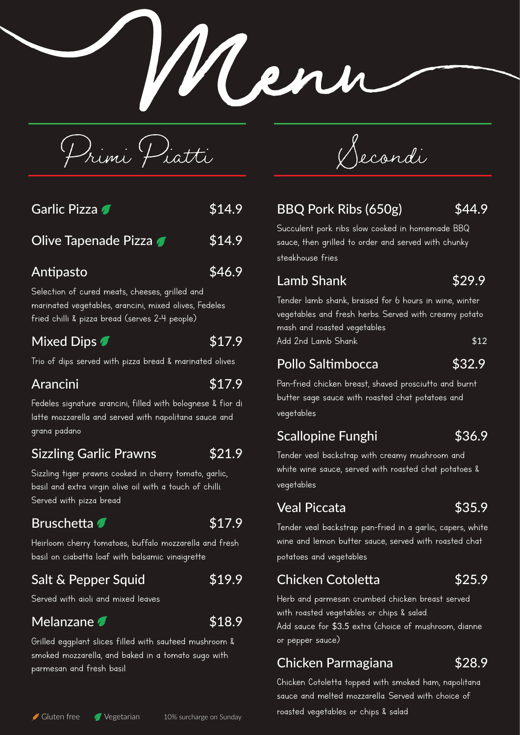# Menu

## Primi Piatti

### Garlic Pizza 🌿 — $14.9

### Olive Tapenade Pizza 🌿 — $14.9

### Antipasto — $46.9

Selection of cured meats, cheeses, grilled and marinated vegetables, arancini, mixed olives, Fedeles fried chilli & pizza bread (serves 2-4 people)

### Mixed Dips 🌿 — $17.9

Trio of dips served with pizza bread & marinated olives

### Arancini — $17.9

Fedeles signature arancini, filled with bolognese & fior di latte mozzarella and served with napolitana sauce and grana padano

### Sizzling Garlic Prawns — $21.9

Sizzling tiger prawns cooked in cherry tomato, garlic, basil and extra virgin olive oil with a touch of chilli. Served with pizza bread

### Bruschetta 🌿 — $17.9

Heirloom cherry tomatoes, buffalo mozzarella and fresh basil on ciabatta loaf with balsamic vinaigrette

### Salt & Pepper Squid — $19.9

Served with aioli and mixed leaves

### Melanzane 🌿 — $18.9

Grilled eggplant slices filled with sauteed mushroom & smoked mozzarella, and baked in a tomato sugo with parmesan and fresh basil

## Secondi

### BBQ Pork Ribs (650g) — $44.9

Succulent pork ribs slow cooked in homemade BBQ sauce, then grilled to order and served with chunky steakhouse fries

### Lamb Shank — $29.9

Tender lamb shank, braised for 6 hours in wine, winter vegetables and fresh herbs. Served with creamy potato mash and roasted vegetables

Add 2nd Lamb Shank — $12

### Pollo Saltimbocca — $32.9

Pan-fried chicken breast, shaved prosciutto and burnt butter sage sauce with roasted chat potatoes and vegetables

### Scallopine Funghi — $36.9

Tender veal backstrap with creamy mushroom and white wine sauce, served with roasted chat potatoes & vegetables

### Veal Piccata — $35.9

Tender veal backstrap pan-fried in a garlic, capers, white wine and lemon butter sauce, served with roasted chat potatoes and vegetables

### Chicken Cotoletta — $25.9

Herb and parmesan crumbed chicken breast served with roasted vegetables or chips & salad.
Add sauce for $3.5 extra (choice of mushroom, dianne or pepper sauce)

### Chicken Parmagiana — $28.9

Chicken Cotoletta topped with smoked ham, napolitana sauce and melted mozzarella. Served with choice of roasted vegetables or chips & salad

---

Gluten free | 🌿 Vegetarian | 10% surcharge on Sunday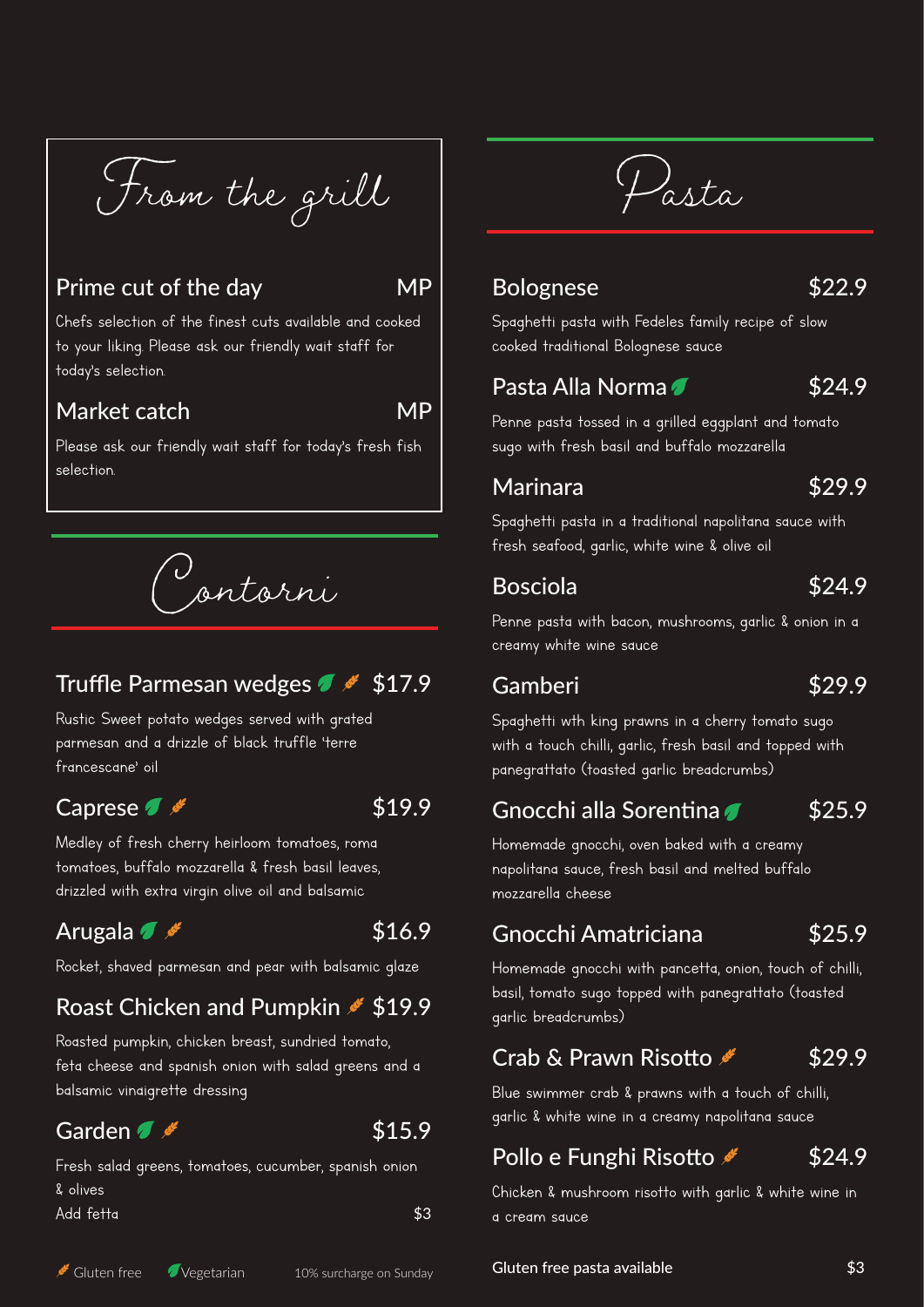## From the grill

### Prime cut of the day — MP

Chefs selection of the finest cuts available and cooked to your liking. Please ask our friendly wait staff for today's selection.

### Market catch — MP

Please ask our friendly wait staff for today's fresh fish selection.

## Contorni

### Truffle Parmesan wedges (Vegetarian, Gluten free) — $17.9

Rustic Sweet potato wedges served with grated parmesan and a drizzle of black truffle 'terre francescane' oil

### Caprese (Vegetarian, Gluten free) — $19.9

Medley of fresh cherry heirloom tomatoes, roma tomatoes, buffalo mozzarella & fresh basil leaves, drizzled with extra virgin olive oil and balsamic

### Arugala (Vegetarian, Gluten free) — $16.9

Rocket, shaved parmesan and pear with balsamic glaze

### Roast Chicken and Pumpkin (Gluten free) — $19.9

Roasted pumpkin, chicken breast, sundried tomato, feta cheese and spanish onion with salad greens and a balsamic vinaigrette dressing

### Garden (Vegetarian, Gluten free) — $15.9

Fresh salad greens, tomatoes, cucumber, spanish onion & olives

Add fetta — $3

Gluten free | Vegetarian | 10% surcharge on Sunday

## Pasta

### Bolognese — $22.9

Spaghetti pasta with Fedeles family recipe of slow cooked traditional Bolognese sauce

### Pasta Alla Norma (Vegetarian) — $24.9

Penne pasta tossed in a grilled eggplant and tomato sugo with fresh basil and buffalo mozzarella

### Marinara — $29.9

Spaghetti pasta in a traditional napolitana sauce with fresh seafood, garlic, white wine & olive oil

### Bosciola — $24.9

Penne pasta with bacon, mushrooms, garlic & onion in a creamy white wine sauce

### Gamberi — $29.9

Spaghetti wth king prawns in a cherry tomato sugo with a touch chilli, garlic, fresh basil and topped with panegrattato (toasted garlic breadcrumbs)

### Gnocchi alla Sorentina (Vegetarian) — $25.9

Homemade gnocchi, oven baked with a creamy napolitana sauce, fresh basil and melted buffalo mozzarella cheese

### Gnocchi Amatriciana — $25.9

Homemade gnocchi with pancetta, onion, touch of chilli, basil, tomato sugo topped with panegrattato (toasted garlic breadcrumbs)

### Crab & Prawn Risotto (Gluten free) — $29.9

Blue swimmer crab & prawns with a touch of chilli, garlic & white wine in a creamy napolitana sauce

### Pollo e Funghi Risotto (Gluten free) — $24.9

Chicken & mushroom risotto with garlic & white wine in a cream sauce

**Gluten free pasta available** — $3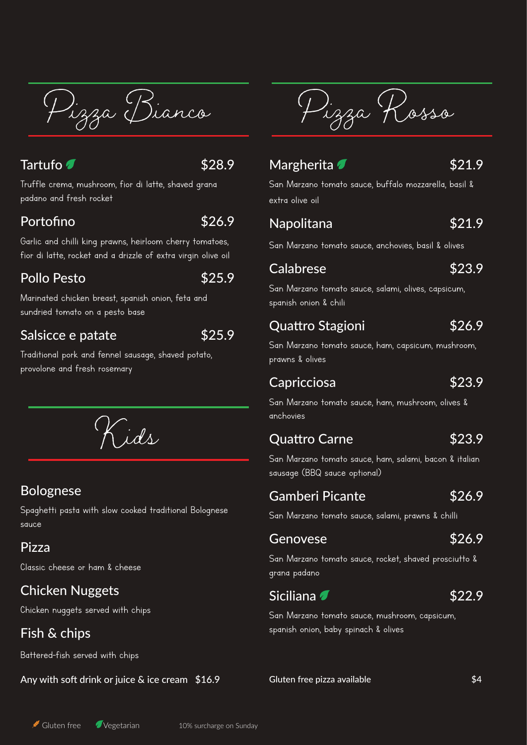## Pizza Bianco

### Tartufo 🌿 $28.9

Truffle crema, mushroom, fior di latte, shaved grana padano and fresh rocket

### Portofino $26.9

Garlic and chilli king prawns, heirloom cherry tomatoes, fior di latte, rocket and a drizzle of extra virgin olive oil

### Pollo Pesto $25.9

Marinated chicken breast, spanish onion, feta and sundried tomato on a pesto base

### Salsicce e patate $25.9

Traditional pork and fennel sausage, shaved potato, provolone and fresh rosemary

## Kids

### Bolognese

Spaghetti pasta with slow cooked traditional Bolognese sauce

### Pizza

Classic cheese or ham & cheese

### Chicken Nuggets

Chicken nuggets served with chips

### Fish & chips

Battered-fish served with chips

**Any with soft drink or juice & ice cream $16.9**

## Pizza Rosso

### Margherita 🌿 $21.9

San Marzano tomato sauce, buffalo mozzarella, basil & extra olive oil

### Napolitana $21.9

San Marzano tomato sauce, anchovies, basil & olives

### Calabrese $23.9

San Marzano tomato sauce, salami, olives, capsicum, spanish onion & chili

### Quattro Stagioni $26.9

San Marzano tomato sauce, ham, capsicum, mushroom, prawns & olives

### Capricciosa $23.9

San Marzano tomato sauce, ham, mushroom, olives & anchovies

### Quattro Carne $23.9

San Marzano tomato sauce, ham, salami, bacon & italian sausage (BBQ sauce optional)

### Gamberi Picante $26.9

San Marzano tomato sauce, salami, prawns & chilli

### Genovese $26.9

San Marzano tomato sauce, rocket, shaved prosciutto & grana padano

### Siciliana 🌿 $22.9

San Marzano tomato sauce, mushroom, capsicum, spanish onion, baby spinach & olives

**Gluten free pizza available** $4

Gluten free   🌿 Vegetarian   10% surcharge on Sunday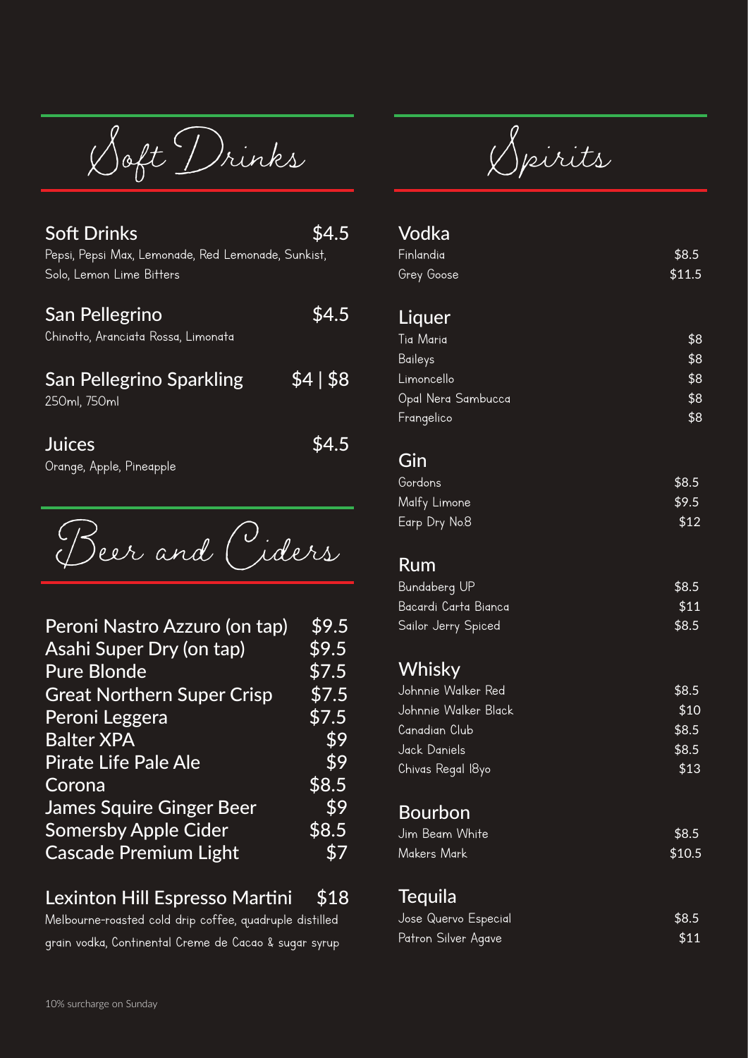# Soft Drinks

**Soft Drinks** — $4.5
Pepsi, Pepsi Max, Lemonade, Red Lemonade, Sunkist, Solo, Lemon Lime Bitters

**San Pellegrino** — $4.5
Chinotto, Aranciata Rossa, Limonata

**San Pellegrino Sparkling** — $4 | $8
250ml, 750ml

**Juices** — $4.5
Orange, Apple, Pineapple

# Beer and Ciders

| Item | Price |
|---|---|
| Peroni Nastro Azzuro (on tap) | $9.5 |
| Asahi Super Dry (on tap) | $9.5 |
| Pure Blonde | $7.5 |
| Great Northern Super Crisp | $7.5 |
| Peroni Leggera | $7.5 |
| Balter XPA | $9 |
| Pirate Life Pale Ale | $9 |
| Corona | $8.5 |
| James Squire Ginger Beer | $9 |
| Somersby Apple Cider | $8.5 |
| Cascade Premium Light | $7 |

**Lexinton Hill Espresso Martini** — $18
Melbourne-roasted cold drip coffee, quadruple distilled grain vodka, Continental Creme de Cacao & sugar syrup

# Spirits

## Vodka

| Item | Price |
|---|---|
| Finlandia | $8.5 |
| Grey Goose | $11.5 |

## Liquer

| Item | Price |
|---|---|
| Tia Maria | $8 |
| Baileys | $8 |
| Limoncello | $8 |
| Opal Nera Sambucca | $8 |
| Frangelico | $8 |

## Gin

| Item | Price |
|---|---|
| Gordons | $8.5 |
| Malfy Limone | $9.5 |
| Earp Dry No8 | $12 |

## Rum

| Item | Price |
|---|---|
| Bundaberg UP | $8.5 |
| Bacardi Carta Bianca | $11 |
| Sailor Jerry Spiced | $8.5 |

## Whisky

| Item | Price |
|---|---|
| Johnnie Walker Red | $8.5 |
| Johnnie Walker Black | $10 |
| Canadian Club | $8.5 |
| Jack Daniels | $8.5 |
| Chivas Regal 18yo | $13 |

## Bourbon

| Item | Price |
|---|---|
| Jim Beam White | $8.5 |
| Makers Mark | $10.5 |

## Tequila

| Item | Price |
|---|---|
| Jose Quervo Especial | $8.5 |
| Patron Silver Agave | $11 |

10% surcharge on Sunday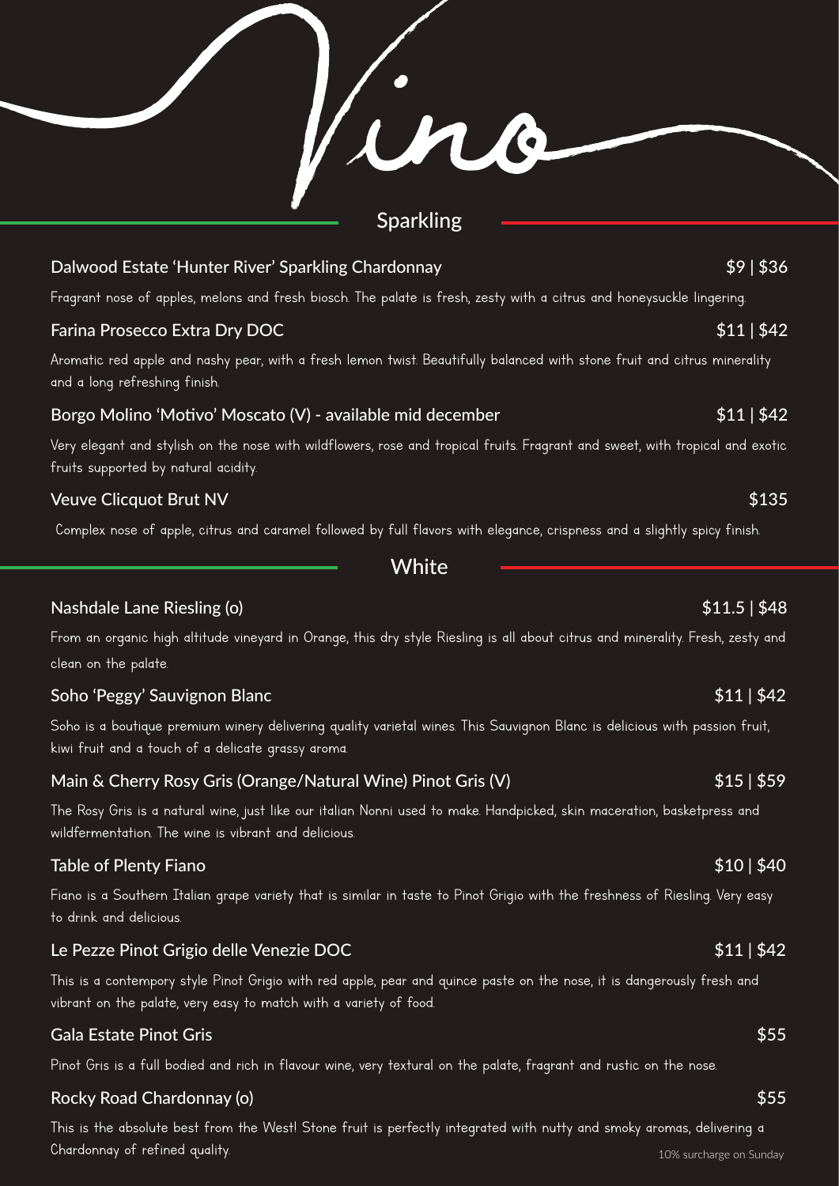# Vino

## Sparkling

### Dalwood Estate 'Hunter River' Sparkling Chardonnay — $9 | $36

Fragrant nose of apples, melons and fresh biosch. The palate is fresh, zesty with a citrus and honeysuckle lingering.

### Farina Prosecco Extra Dry DOC — $11 | $42

Aromatic red apple and nashy pear, with a fresh lemon twist. Beautifully balanced with stone fruit and citrus minerality and a long refreshing finish.

### Borgo Molino 'Motivo' Moscato (V) - available mid december — $11 | $42

Very elegant and stylish on the nose with wildflowers, rose and tropical fruits. Fragrant and sweet, with tropical and exotic fruits supported by natural acidity.

### Veuve Clicquot Brut NV — $135

Complex nose of apple, citrus and caramel followed by full flavors with elegance, crispness and a slightly spicy finish.

## White

### Nashdale Lane Riesling (o) — $11.5 | $48

From an organic high altitude vineyard in Orange, this dry style Riesling is all about citrus and minerality. Fresh, zesty and clean on the palate.

### Soho 'Peggy' Sauvignon Blanc — $11 | $42

Soho is a boutique premium winery delivering quality varietal wines. This Sauvignon Blanc is delicious with passion fruit, kiwi fruit and a touch of a delicate grassy aroma.

### Main & Cherry Rosy Gris (Orange/Natural Wine) Pinot Gris (V) — $15 | $59

The Rosy Gris is a natural wine, just like our italian Nonni used to make. Handpicked, skin maceration, basketpress and wildfermentation. The wine is vibrant and delicious.

### Table of Plenty Fiano — $10 | $40

Fiano is a Southern Italian grape variety that is similar in taste to Pinot Grigio with the freshness of Riesling. Very easy to drink and delicious.

### Le Pezze Pinot Grigio delle Venezie DOC — $11 | $42

This is a contempory style Pinot Grigio with red apple, pear and quince paste on the nose, it is dangerously fresh and vibrant on the palate, very easy to match with a variety of food.

### Gala Estate Pinot Gris — $55

Pinot Gris is a full bodied and rich in flavour wine, very textural on the palate, fragrant and rustic on the nose.

### Rocky Road Chardonnay (o) — $55

This is the absolute best from the West! Stone fruit is perfectly integrated with nutty and smoky aromas, delivering a Chardonnay of refined quality.

10% surcharge on Sunday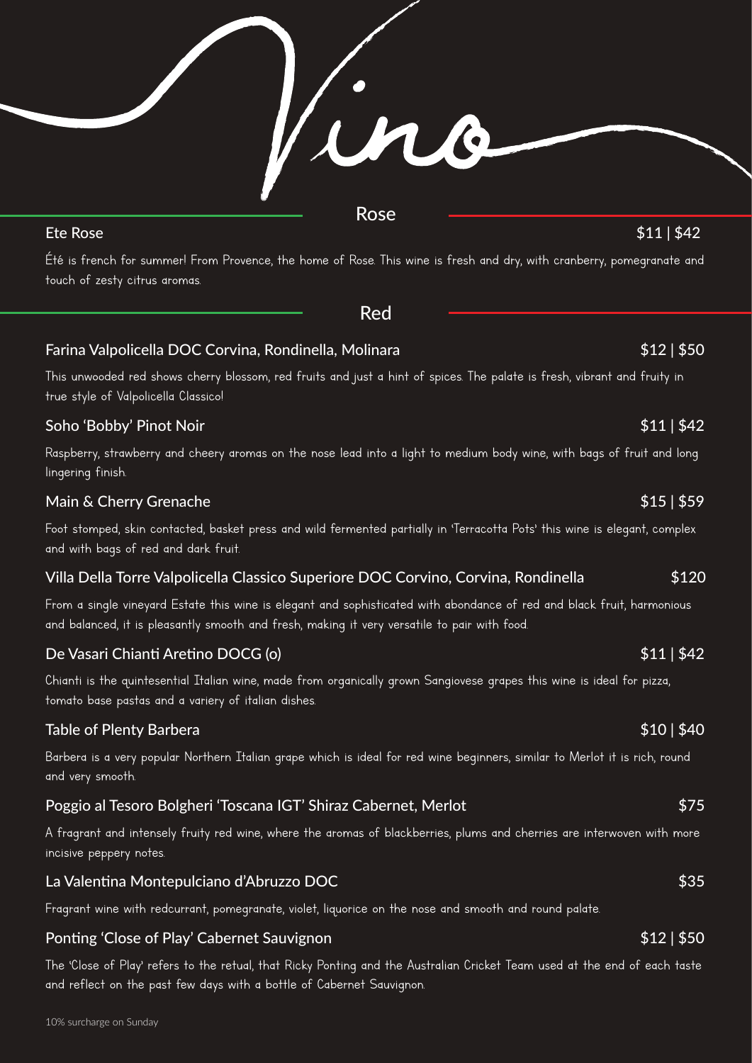# Vino

## Rose

**Ete Rose** $11 | $42

Été is french for summer! From Provence, the home of Rose. This wine is fresh and dry, with cranberry, pomegranate and touch of zesty citrus aromas.

## Red

**Farina Valpolicella DOC Corvina, Rondinella, Molinara** $12 | $50

This unwooded red shows cherry blossom, red fruits and just a hint of spices. The palate is fresh, vibrant and fruity in true style of Valpolicella Classico!

**Soho 'Bobby' Pinot Noir** $11 | $42

Raspberry, strawberry and cheery aromas on the nose lead into a light to medium body wine, with bags of fruit and long lingering finish.

**Main & Cherry Grenache** $15 | $59

Foot stomped, skin contacted, basket press and wild fermented partially in 'Terracotta Pots' this wine is elegant, complex and with bags of red and dark fruit.

**Villa Della Torre Valpolicella Classico Superiore DOC Corvino, Corvina, Rondinella** $120

From a single vineyard Estate this wine is elegant and sophisticated with abondance of red and black fruit, harmonious and balanced, it is pleasantly smooth and fresh, making it very versatile to pair with food.

**De Vasari Chianti Aretino DOCG (o)** $11 | $42

Chianti is the quintesential Italian wine, made from organically grown Sangiovese grapes this wine is ideal for pizza, tomato base pastas and a variety of italian dishes.

**Table of Plenty Barbera** $10 | $40

Barbera is a very popular Northern Italian grape which is ideal for red wine beginners, similar to Merlot it is rich, round and very smooth.

**Poggio al Tesoro Bolgheri 'Toscana IGT' Shiraz Cabernet, Merlot** $75

A fragrant and intensely fruity red wine, where the aromas of blackberries, plums and cherries are interwoven with more incisive peppery notes.

**La Valentina Montepulciano d'Abruzzo DOC** $35

Fragrant wine with redcurrant, pomegranate, violet, liquorice on the nose and smooth and round palate.

**Ponting 'Close of Play' Cabernet Sauvignon** $12 | $50

The 'Close of Play' refers to the retual, that Ricky Ponting and the Australian Cricket Team used at the end of each taste and reflect on the past few days with a bottle of Cabernet Sauvignon.

10% surcharge on Sunday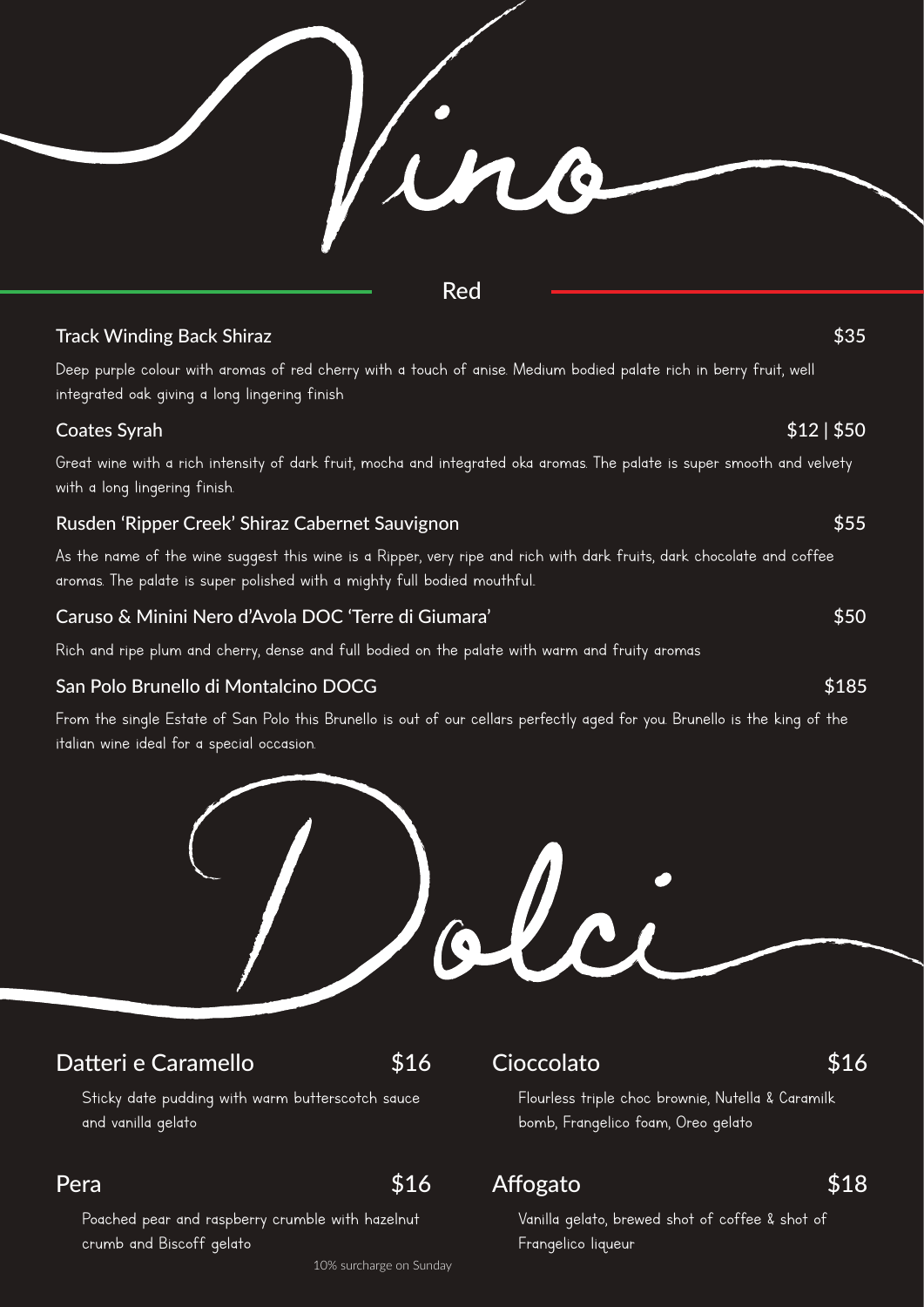# Vino

## Red

### Track Winding Back Shiraz — $35

Deep purple colour with aromas of red cherry with a touch of anise. Medium bodied palate rich in berry fruit, well integrated oak giving a long lingering finish

### Coates Syrah — $12 | $50

Great wine with a rich intensity of dark fruit, mocha and integrated oka aromas. The palate is super smooth and velvety with a long lingering finish.

### Rusden 'Ripper Creek' Shiraz Cabernet Sauvignon — $55

As the name of the wine suggest this wine is a Ripper, very ripe and rich with dark fruits, dark chocolate and coffee aromas. The palate is super polished with a mighty full bodied mouthful.

### Caruso & Minini Nero d'Avola DOC 'Terre di Giumara' — $50

Rich and ripe plum and cherry, dense and full bodied on the palate with warm and fruity aromas

### San Polo Brunello di Montalcino DOCG — $185

From the single Estate of San Polo this Brunello is out of our cellars perfectly aged for you. Brunello is the king of the italian wine ideal for a special occasion.

# Dolci

### Datteri e Caramello — $16

Sticky date pudding with warm butterscotch sauce and vanilla gelato

### Pera — $16

Poached pear and raspberry crumble with hazelnut crumb and Biscoff gelato

### Cioccolato — $16

Flourless triple choc brownie, Nutella & Caramilk bomb, Frangelico foam, Oreo gelato

### Affogato — $18

Vanilla gelato, brewed shot of coffee & shot of Frangelico liqueur

10% surcharge on Sunday